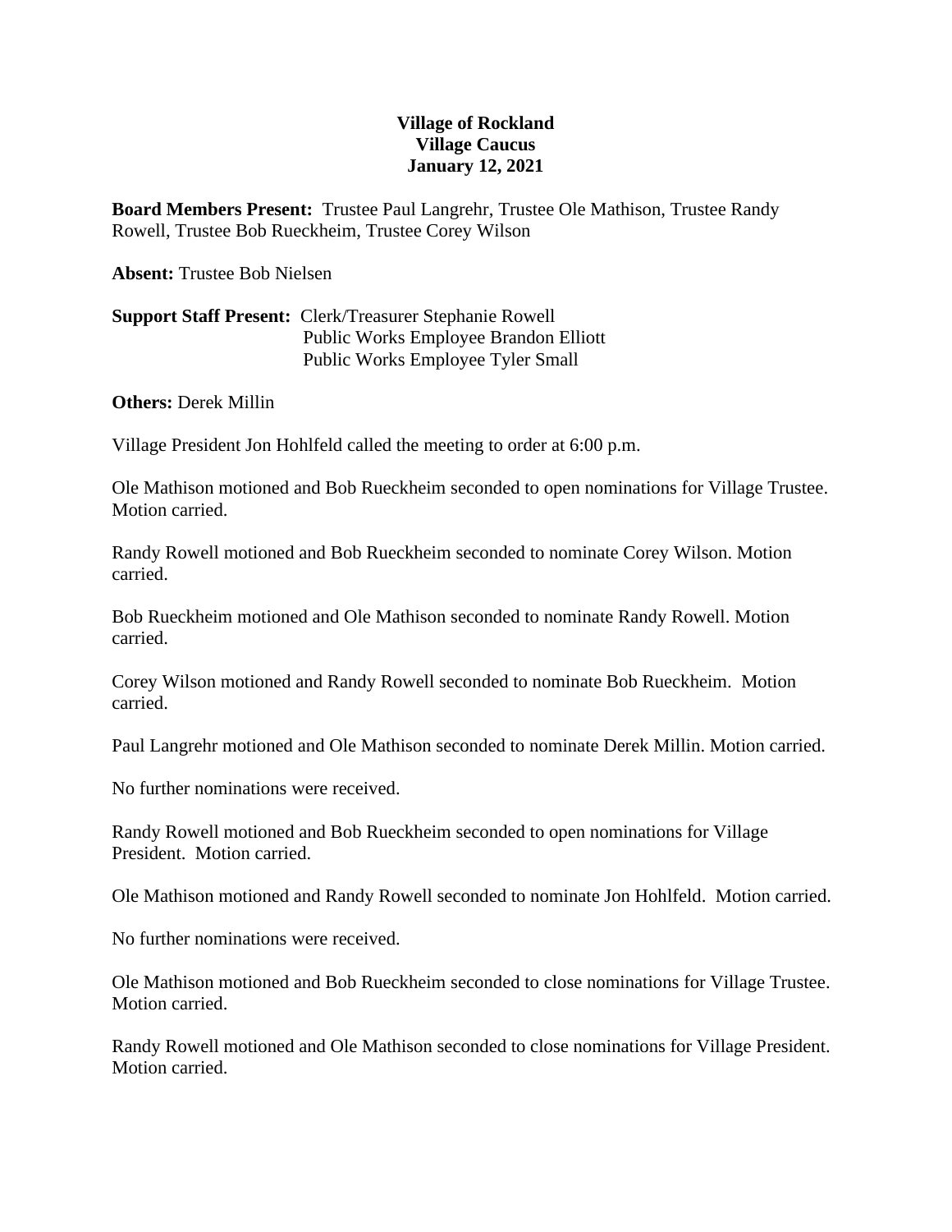**Village of Rockland**
**Village Caucus**
**January 12, 2021**

**Board Members Present:** Trustee Paul Langrehr, Trustee Ole Mathison, Trustee Randy Rowell, Trustee Bob Rueckheim, Trustee Corey Wilson

**Absent:** Trustee Bob Nielsen

**Support Staff Present:** Clerk/Treasurer Stephanie Rowell
Public Works Employee Brandon Elliott
Public Works Employee Tyler Small

**Others:** Derek Millin

Village President Jon Hohlfeld called the meeting to order at 6:00 p.m.

Ole Mathison motioned and Bob Rueckheim seconded to open nominations for Village Trustee. Motion carried.

Randy Rowell motioned and Bob Rueckheim seconded to nominate Corey Wilson. Motion carried.

Bob Rueckheim motioned and Ole Mathison seconded to nominate Randy Rowell. Motion carried.

Corey Wilson motioned and Randy Rowell seconded to nominate Bob Rueckheim. Motion carried.

Paul Langrehr motioned and Ole Mathison seconded to nominate Derek Millin. Motion carried.

No further nominations were received.

Randy Rowell motioned and Bob Rueckheim seconded to open nominations for Village President. Motion carried.

Ole Mathison motioned and Randy Rowell seconded to nominate Jon Hohlfeld. Motion carried.

No further nominations were received.

Ole Mathison motioned and Bob Rueckheim seconded to close nominations for Village Trustee. Motion carried.

Randy Rowell motioned and Ole Mathison seconded to close nominations for Village President. Motion carried.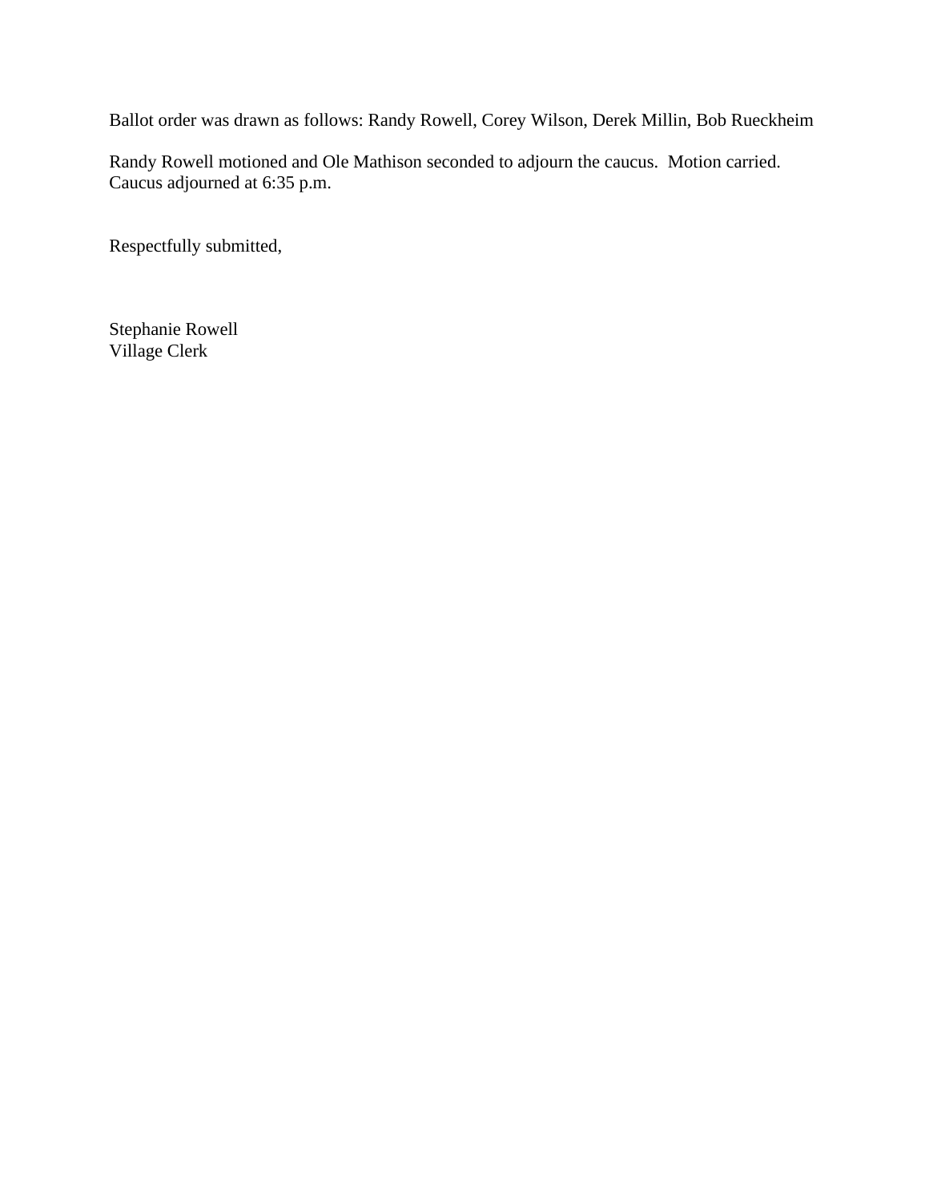Ballot order was drawn as follows: Randy Rowell, Corey Wilson, Derek Millin, Bob Rueckheim

Randy Rowell motioned and Ole Mathison seconded to adjourn the caucus. Motion carried. Caucus adjourned at 6:35 p.m.

Respectfully submitted,

Stephanie Rowell
Village Clerk